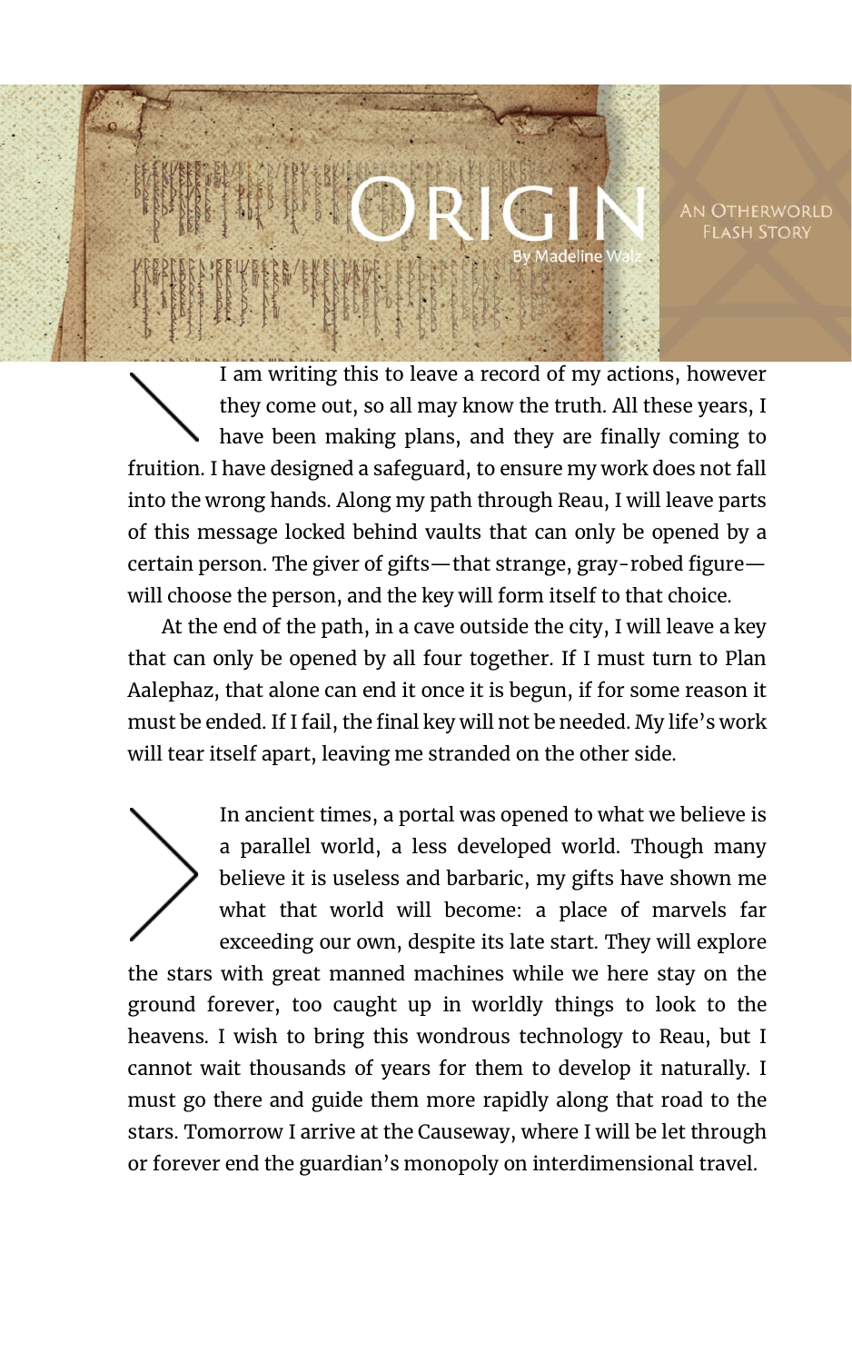# Origin

By Madeline Walz

An Otherworld Flash Story

I am writing this to leave a record of my actions, however they come out, so all may know the truth. All these years, I have been making plans, and they are finally coming to fruition. I have designed a safeguard, to ensure my work does not fall into the wrong hands. Along my path through Reau, I will leave parts of this message locked behind vaults that can only be opened by a certain person. The giver of gifts—that strange, gray-robed figure—will choose the person, and the key will form itself to that choice.

At the end of the path, in a cave outside the city, I will leave a key that can only be opened by all four together. If I must turn to Plan Aalephaz, that alone can end it once it is begun, if for some reason it must be ended. If I fail, the final key will not be needed. My life's work will tear itself apart, leaving me stranded on the other side.

In ancient times, a portal was opened to what we believe is a parallel world, a less developed world. Though many believe it is useless and barbaric, my gifts have shown me what that world will become: a place of marvels far exceeding our own, despite its late start. They will explore the stars with great manned machines while we here stay on the ground forever, too caught up in worldly things to look to the heavens. I wish to bring this wondrous technology to Reau, but I cannot wait thousands of years for them to develop it naturally. I must go there and guide them more rapidly along that road to the stars. Tomorrow I arrive at the Causeway, where I will be let through or forever end the guardian's monopoly on interdimensional travel.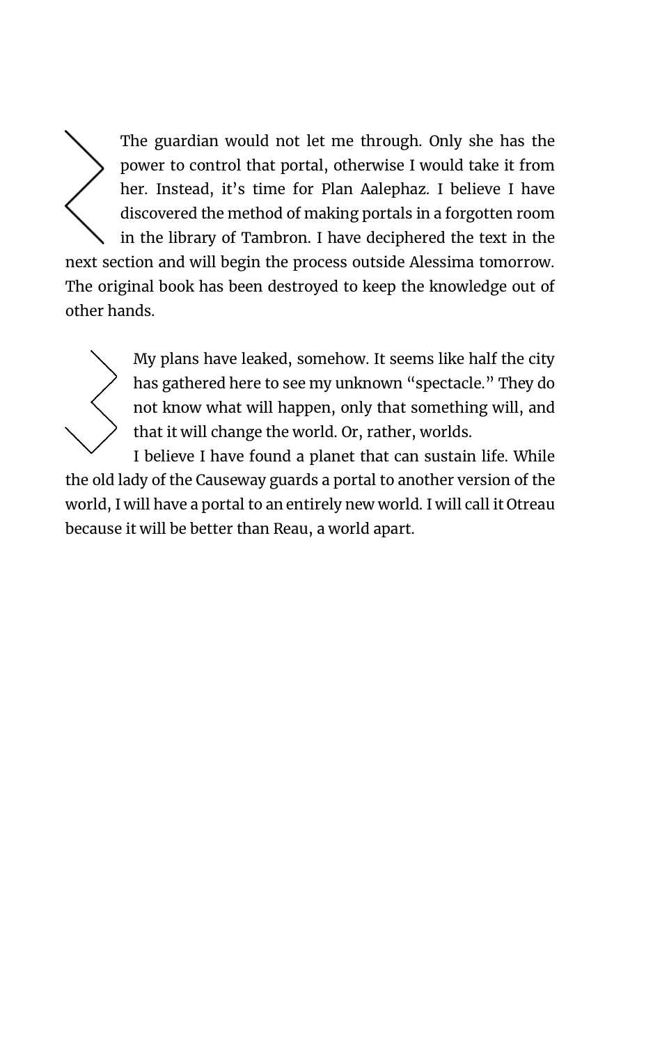The guardian would not let me through. Only she has the power to control that portal, otherwise I would take it from her. Instead, it's time for Plan Aalephaz. I believe I have discovered the method of making portals in a forgotten room in the library of Tambron. I have deciphered the text in the next section and will begin the process outside Alessima tomorrow. The original book has been destroyed to keep the knowledge out of other hands.

My plans have leaked, somehow. It seems like half the city has gathered here to see my unknown "spectacle." They do not know what will happen, only that something will, and that it will change the world. Or, rather, worlds.

I believe I have found a planet that can sustain life. While the old lady of the Causeway guards a portal to another version of the world, I will have a portal to an entirely new world. I will call it Otreau because it will be better than Reau, a world apart.